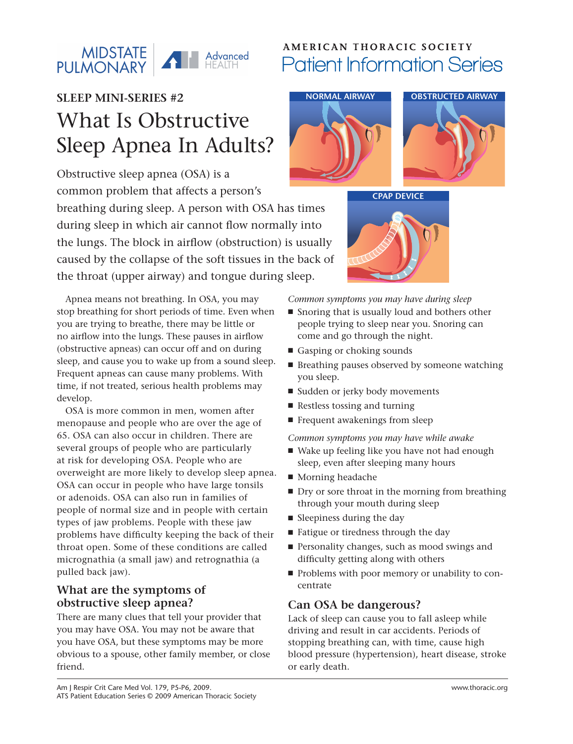MIDSTATE PULMONARY | Advanced HEALTH

AMERICAN THORACIC SOCIETY
Patient Information Series

**SLEEP MINI-SERIES #2**

# What Is Obstructive Sleep Apnea In Adults?

NORMAL AIRWAY

OBSTRUCTED AIRWAY

CPAP DEVICE

Obstructive sleep apnea (OSA) is a common problem that affects a person's breathing during sleep. A person with OSA has times during sleep in which air cannot flow normally into the lungs. The block in airflow (obstruction) is usually caused by the collapse of the soft tissues in the back of the throat (upper airway) and tongue during sleep.

Apnea means not breathing. In OSA, you may stop breathing for short periods of time. Even when you are trying to breathe, there may be little or no airflow into the lungs. These pauses in airflow (obstructive apneas) can occur off and on during sleep, and cause you to wake up from a sound sleep. Frequent apneas can cause many problems. With time, if not treated, serious health problems may develop.

OSA is more common in men, women after menopause and people who are over the age of 65. OSA can also occur in children. There are several groups of people who are particularly at risk for developing OSA. People who are overweight are more likely to develop sleep apnea. OSA can occur in people who have large tonsils or adenoids. OSA can also run in families of people of normal size and in people with certain types of jaw problems. People with these jaw problems have difficulty keeping the back of their throat open. Some of these conditions are called micrognathia (a small jaw) and retrognathia (a pulled back jaw).

## What are the symptoms of obstructive sleep apnea?

There are many clues that tell your provider that you may have OSA. You may not be aware that you have OSA, but these symptoms may be more obvious to a spouse, other family member, or close friend.

*Common symptoms you may have during sleep*

- Snoring that is usually loud and bothers other people trying to sleep near you. Snoring can come and go through the night.
- Gasping or choking sounds
- Breathing pauses observed by someone watching you sleep.
- Sudden or jerky body movements
- Restless tossing and turning
- Frequent awakenings from sleep

*Common symptoms you may have while awake*

- Wake up feeling like you have not had enough sleep, even after sleeping many hours
- Morning headache
- Dry or sore throat in the morning from breathing through your mouth during sleep
- Sleepiness during the day
- Fatigue or tiredness through the day
- Personality changes, such as mood swings and difficulty getting along with others
- Problems with poor memory or unability to concentrate

## Can OSA be dangerous?

Lack of sleep can cause you to fall asleep while driving and result in car accidents. Periods of stopping breathing can, with time, cause high blood pressure (hypertension), heart disease, stroke or early death.

Am J Respir Crit Care Med Vol. 179, P5-P6, 2009.
ATS Patient Education Series © 2009 American Thoracic Society

www.thoracic.org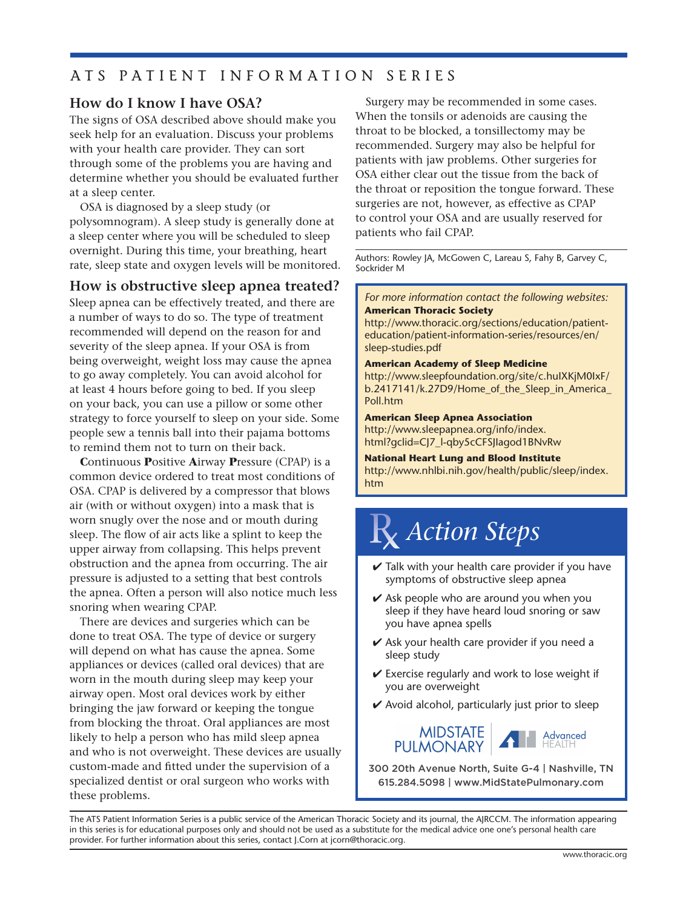ATS PATIENT INFORMATION SERIES

## How do I know I have OSA?

The signs of OSA described above should make you seek help for an evaluation. Discuss your problems with your health care provider. They can sort through some of the problems you are having and determine whether you should be evaluated further at a sleep center.

OSA is diagnosed by a sleep study (or polysomnogram). A sleep study is generally done at a sleep center where you will be scheduled to sleep overnight. During this time, your breathing, heart rate, sleep state and oxygen levels will be monitored.

## How is obstructive sleep apnea treated?

Sleep apnea can be effectively treated, and there are a number of ways to do so. The type of treatment recommended will depend on the reason for and severity of the sleep apnea. If your OSA is from being overweight, weight loss may cause the apnea to go away completely. You can avoid alcohol for at least 4 hours before going to bed. If you sleep on your back, you can use a pillow or some other strategy to force yourself to sleep on your side. Some people sew a tennis ball into their pajama bottoms to remind them not to turn on their back.

**C**ontinuous **P**ositive **A**irway **P**ressure (CPAP) is a common device ordered to treat most conditions of OSA. CPAP is delivered by a compressor that blows air (with or without oxygen) into a mask that is worn snugly over the nose and or mouth during sleep. The flow of air acts like a splint to keep the upper airway from collapsing. This helps prevent obstruction and the apnea from occurring. The air pressure is adjusted to a setting that best controls the apnea. Often a person will also notice much less snoring when wearing CPAP.

There are devices and surgeries which can be done to treat OSA. The type of device or surgery will depend on what has cause the apnea. Some appliances or devices (called oral devices) that are worn in the mouth during sleep may keep your airway open. Most oral devices work by either bringing the jaw forward or keeping the tongue from blocking the throat. Oral appliances are most likely to help a person who has mild sleep apnea and who is not overweight. These devices are usually custom-made and fitted under the supervision of a specialized dentist or oral surgeon who works with these problems.

Surgery may be recommended in some cases. When the tonsils or adenoids are causing the throat to be blocked, a tonsillectomy may be recommended. Surgery may also be helpful for patients with jaw problems. Other surgeries for OSA either clear out the tissue from the back of the throat or reposition the tongue forward. These surgeries are not, however, as effective as CPAP to control your OSA and are usually reserved for patients who fail CPAP.

Authors: Rowley JA, McGowen C, Lareau S, Fahy B, Garvey C, Sockrider M

*For more information contact the following websites:*

**American Thoracic Society**
http://www.thoracic.org/sections/education/patient-education/patient-information-series/resources/en/sleep-studies.pdf

**American Academy of Sleep Medicine**
http://www.sleepfoundation.org/site/c.huIXKjM0IxF/b.2417141/k.27D9/Home_of_the_Sleep_in_America_Poll.htm

**American Sleep Apnea Association**
http://www.sleepapnea.org/info/index.html?gclid=CJ7_l-qby5cCFSJIagod1BNvRw

**National Heart Lung and Blood Institute**
http://www.nhlbi.nih.gov/health/public/sleep/index.htm

## R Action Steps

- ✔ Talk with your health care provider if you have symptoms of obstructive sleep apnea
- ✔ Ask people who are around you when you sleep if they have heard loud snoring or saw you have apnea spells
- ✔ Ask your health care provider if you need a sleep study
- ✔ Exercise regularly and work to lose weight if you are overweight
- ✔ Avoid alcohol, particularly just prior to sleep

MIDSTATE PULMONARY | Advanced HEALTH

300 20th Avenue North, Suite G-4 | Nashville, TN
615.284.5098 | www.MidStatePulmonary.com

The ATS Patient Information Series is a public service of the American Thoracic Society and its journal, the AJRCCM. The information appearing in this series is for educational purposes only and should not be used as a substitute for the medical advice one one's personal health care provider. For further information about this series, contact J.Corn at jcorn@thoracic.org.

www.thoracic.org